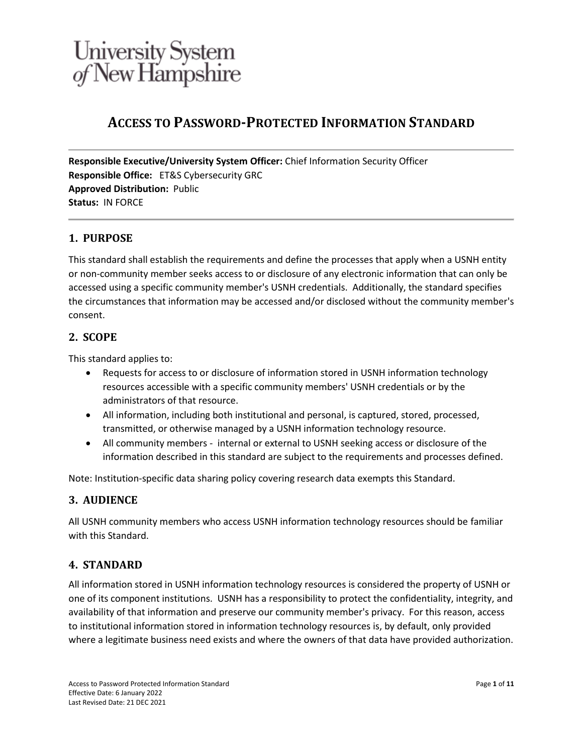University System of New Hampshire

# ACCESS TO PASSWORD-PROTECTED INFORMATION STANDARD

**Responsible Executive/University System Officer:** Chief Information Security Officer
**Responsible Office:** ET&S Cybersecurity GRC
**Approved Distribution:** Public
**Status:** IN FORCE

## 1. PURPOSE

This standard shall establish the requirements and define the processes that apply when a USNH entity or non-community member seeks access to or disclosure of any electronic information that can only be accessed using a specific community member's USNH credentials. Additionally, the standard specifies the circumstances that information may be accessed and/or disclosed without the community member's consent.

## 2. SCOPE

This standard applies to:

- Requests for access to or disclosure of information stored in USNH information technology resources accessible with a specific community members' USNH credentials or by the administrators of that resource.
- All information, including both institutional and personal, is captured, stored, processed, transmitted, or otherwise managed by a USNH information technology resource.
- All community members - internal or external to USNH seeking access or disclosure of the information described in this standard are subject to the requirements and processes defined.

Note: Institution-specific data sharing policy covering research data exempts this Standard.

## 3. AUDIENCE

All USNH community members who access USNH information technology resources should be familiar with this Standard.

## 4. STANDARD

All information stored in USNH information technology resources is considered the property of USNH or one of its component institutions. USNH has a responsibility to protect the confidentiality, integrity, and availability of that information and preserve our community member's privacy. For this reason, access to institutional information stored in information technology resources is, by default, only provided where a legitimate business need exists and where the owners of that data have provided authorization.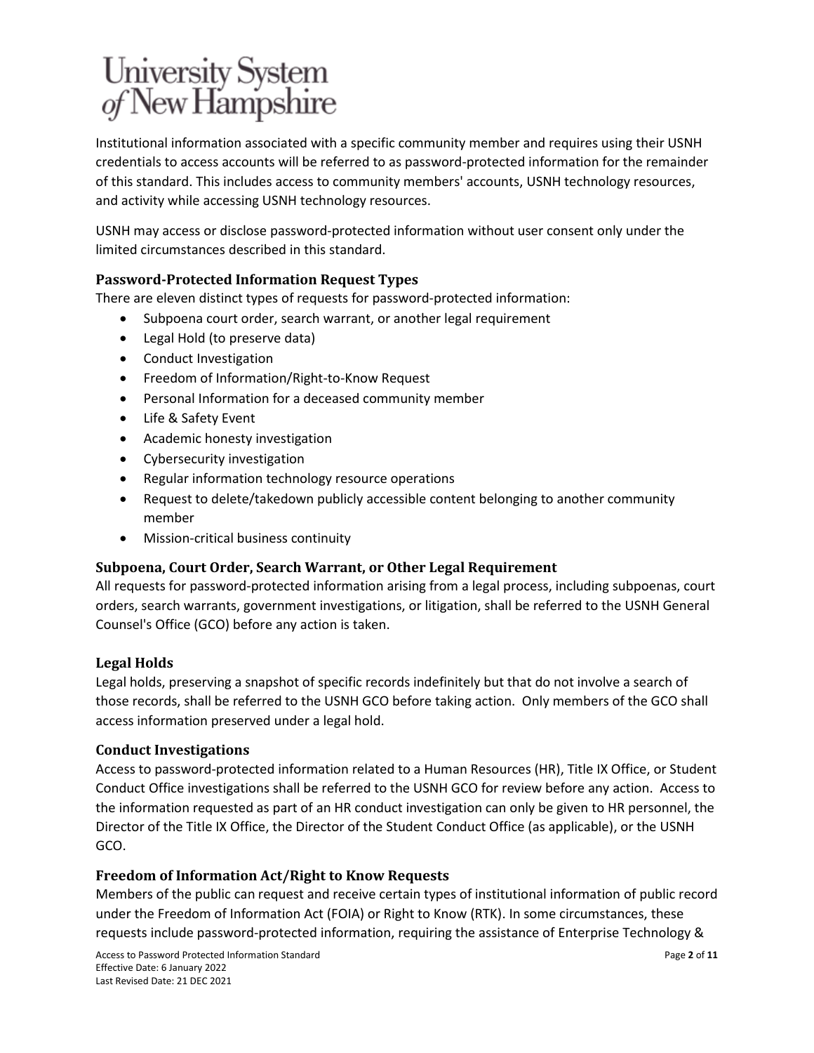Institutional information associated with a specific community member and requires using their USNH credentials to access accounts will be referred to as password-protected information for the remainder of this standard. This includes access to community members' accounts, USNH technology resources, and activity while accessing USNH technology resources.

USNH may access or disclose password-protected information without user consent only under the limited circumstances described in this standard.

### Password-Protected Information Request Types

There are eleven distinct types of requests for password-protected information:

- Subpoena court order, search warrant, or another legal requirement
- Legal Hold (to preserve data)
- Conduct Investigation
- Freedom of Information/Right-to-Know Request
- Personal Information for a deceased community member
- Life & Safety Event
- Academic honesty investigation
- Cybersecurity investigation
- Regular information technology resource operations
- Request to delete/takedown publicly accessible content belonging to another community member
- Mission-critical business continuity

### Subpoena, Court Order, Search Warrant, or Other Legal Requirement

All requests for password-protected information arising from a legal process, including subpoenas, court orders, search warrants, government investigations, or litigation, shall be referred to the USNH General Counsel's Office (GCO) before any action is taken.

### Legal Holds

Legal holds, preserving a snapshot of specific records indefinitely but that do not involve a search of those records, shall be referred to the USNH GCO before taking action. Only members of the GCO shall access information preserved under a legal hold.

### Conduct Investigations

Access to password-protected information related to a Human Resources (HR), Title IX Office, or Student Conduct Office investigations shall be referred to the USNH GCO for review before any action. Access to the information requested as part of an HR conduct investigation can only be given to HR personnel, the Director of the Title IX Office, the Director of the Student Conduct Office (as applicable), or the USNH GCO.

### Freedom of Information Act/Right to Know Requests

Members of the public can request and receive certain types of institutional information of public record under the Freedom of Information Act (FOIA) or Right to Know (RTK). In some circumstances, these requests include password-protected information, requiring the assistance of Enterprise Technology &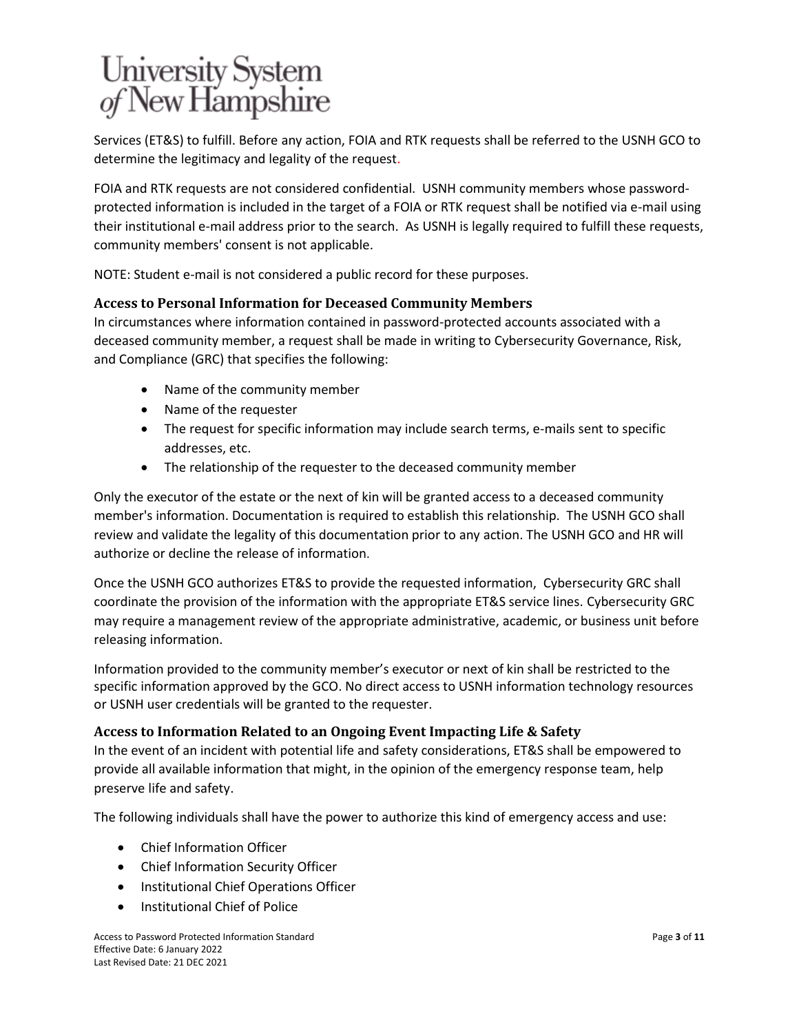Services (ET&S) to fulfill. Before any action, FOIA and RTK requests shall be referred to the USNH GCO to determine the legitimacy and legality of the request.

FOIA and RTK requests are not considered confidential. USNH community members whose password-protected information is included in the target of a FOIA or RTK request shall be notified via e-mail using their institutional e-mail address prior to the search. As USNH is legally required to fulfill these requests, community members' consent is not applicable.

NOTE: Student e-mail is not considered a public record for these purposes.

### Access to Personal Information for Deceased Community Members

In circumstances where information contained in password-protected accounts associated with a deceased community member, a request shall be made in writing to Cybersecurity Governance, Risk, and Compliance (GRC) that specifies the following:

- Name of the community member
- Name of the requester
- The request for specific information may include search terms, e-mails sent to specific addresses, etc.
- The relationship of the requester to the deceased community member

Only the executor of the estate or the next of kin will be granted access to a deceased community member's information. Documentation is required to establish this relationship. The USNH GCO shall review and validate the legality of this documentation prior to any action. The USNH GCO and HR will authorize or decline the release of information.

Once the USNH GCO authorizes ET&S to provide the requested information, Cybersecurity GRC shall coordinate the provision of the information with the appropriate ET&S service lines. Cybersecurity GRC may require a management review of the appropriate administrative, academic, or business unit before releasing information.

Information provided to the community member's executor or next of kin shall be restricted to the specific information approved by the GCO. No direct access to USNH information technology resources or USNH user credentials will be granted to the requester.

### Access to Information Related to an Ongoing Event Impacting Life & Safety

In the event of an incident with potential life and safety considerations, ET&S shall be empowered to provide all available information that might, in the opinion of the emergency response team, help preserve life and safety.

The following individuals shall have the power to authorize this kind of emergency access and use:

- Chief Information Officer
- Chief Information Security Officer
- Institutional Chief Operations Officer
- Institutional Chief of Police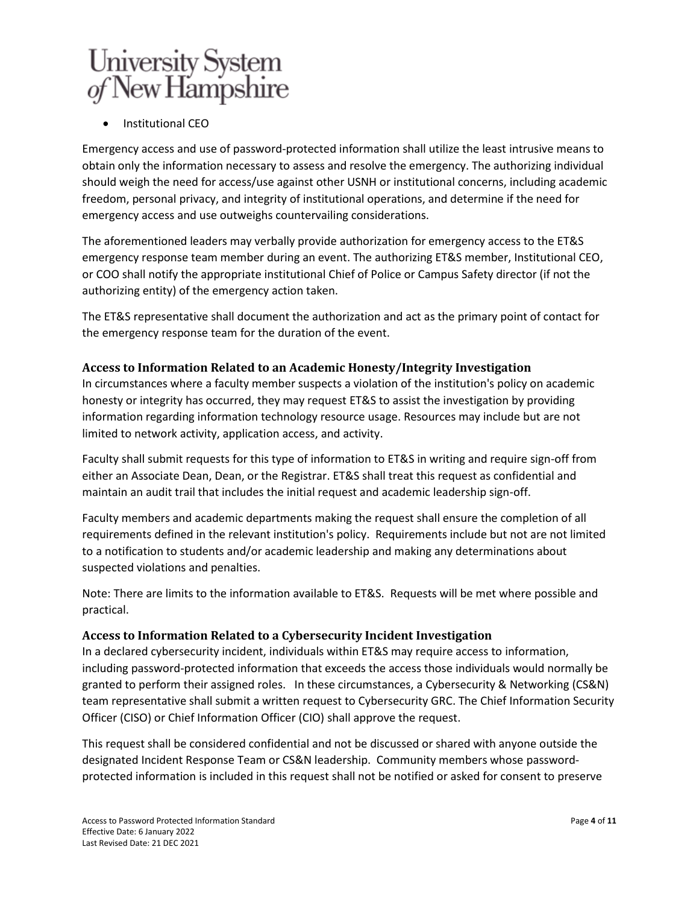- Institutional CEO

Emergency access and use of password-protected information shall utilize the least intrusive means to obtain only the information necessary to assess and resolve the emergency. The authorizing individual should weigh the need for access/use against other USNH or institutional concerns, including academic freedom, personal privacy, and integrity of institutional operations, and determine if the need for emergency access and use outweighs countervailing considerations.

The aforementioned leaders may verbally provide authorization for emergency access to the ET&S emergency response team member during an event. The authorizing ET&S member, Institutional CEO, or COO shall notify the appropriate institutional Chief of Police or Campus Safety director (if not the authorizing entity) of the emergency action taken.

The ET&S representative shall document the authorization and act as the primary point of contact for the emergency response team for the duration of the event.

### Access to Information Related to an Academic Honesty/Integrity Investigation

In circumstances where a faculty member suspects a violation of the institution's policy on academic honesty or integrity has occurred, they may request ET&S to assist the investigation by providing information regarding information technology resource usage. Resources may include but are not limited to network activity, application access, and activity.

Faculty shall submit requests for this type of information to ET&S in writing and require sign-off from either an Associate Dean, Dean, or the Registrar. ET&S shall treat this request as confidential and maintain an audit trail that includes the initial request and academic leadership sign-off.

Faculty members and academic departments making the request shall ensure the completion of all requirements defined in the relevant institution's policy. Requirements include but not are not limited to a notification to students and/or academic leadership and making any determinations about suspected violations and penalties.

Note: There are limits to the information available to ET&S. Requests will be met where possible and practical.

### Access to Information Related to a Cybersecurity Incident Investigation

In a declared cybersecurity incident, individuals within ET&S may require access to information, including password-protected information that exceeds the access those individuals would normally be granted to perform their assigned roles. In these circumstances, a Cybersecurity & Networking (CS&N) team representative shall submit a written request to Cybersecurity GRC. The Chief Information Security Officer (CISO) or Chief Information Officer (CIO) shall approve the request.

This request shall be considered confidential and not be discussed or shared with anyone outside the designated Incident Response Team or CS&N leadership. Community members whose password-protected information is included in this request shall not be notified or asked for consent to preserve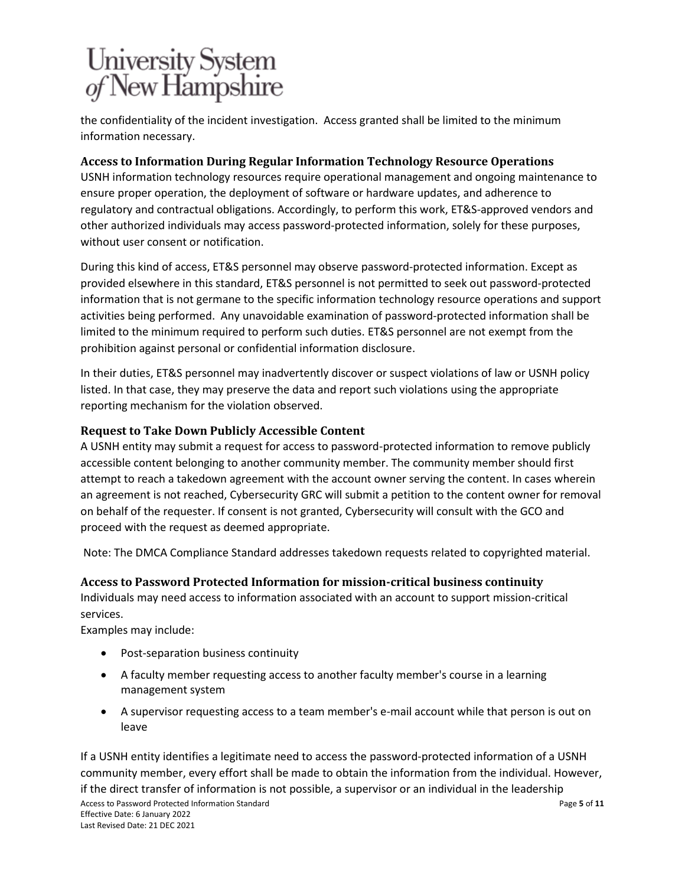the confidentiality of the incident investigation. Access granted shall be limited to the minimum information necessary.

### Access to Information During Regular Information Technology Resource Operations

USNH information technology resources require operational management and ongoing maintenance to ensure proper operation, the deployment of software or hardware updates, and adherence to regulatory and contractual obligations. Accordingly, to perform this work, ET&S-approved vendors and other authorized individuals may access password-protected information, solely for these purposes, without user consent or notification.

During this kind of access, ET&S personnel may observe password-protected information. Except as provided elsewhere in this standard, ET&S personnel is not permitted to seek out password-protected information that is not germane to the specific information technology resource operations and support activities being performed. Any unavoidable examination of password-protected information shall be limited to the minimum required to perform such duties. ET&S personnel are not exempt from the prohibition against personal or confidential information disclosure.

In their duties, ET&S personnel may inadvertently discover or suspect violations of law or USNH policy listed. In that case, they may preserve the data and report such violations using the appropriate reporting mechanism for the violation observed.

### Request to Take Down Publicly Accessible Content

A USNH entity may submit a request for access to password-protected information to remove publicly accessible content belonging to another community member. The community member should first attempt to reach a takedown agreement with the account owner serving the content. In cases wherein an agreement is not reached, Cybersecurity GRC will submit a petition to the content owner for removal on behalf of the requester. If consent is not granted, Cybersecurity will consult with the GCO and proceed with the request as deemed appropriate.

Note: The DMCA Compliance Standard addresses takedown requests related to copyrighted material.

### Access to Password Protected Information for mission-critical business continuity

Individuals may need access to information associated with an account to support mission-critical services.

Examples may include:

- Post-separation business continuity
- A faculty member requesting access to another faculty member's course in a learning management system
- A supervisor requesting access to a team member's e-mail account while that person is out on leave

If a USNH entity identifies a legitimate need to access the password-protected information of a USNH community member, every effort shall be made to obtain the information from the individual. However, if the direct transfer of information is not possible, a supervisor or an individual in the leadership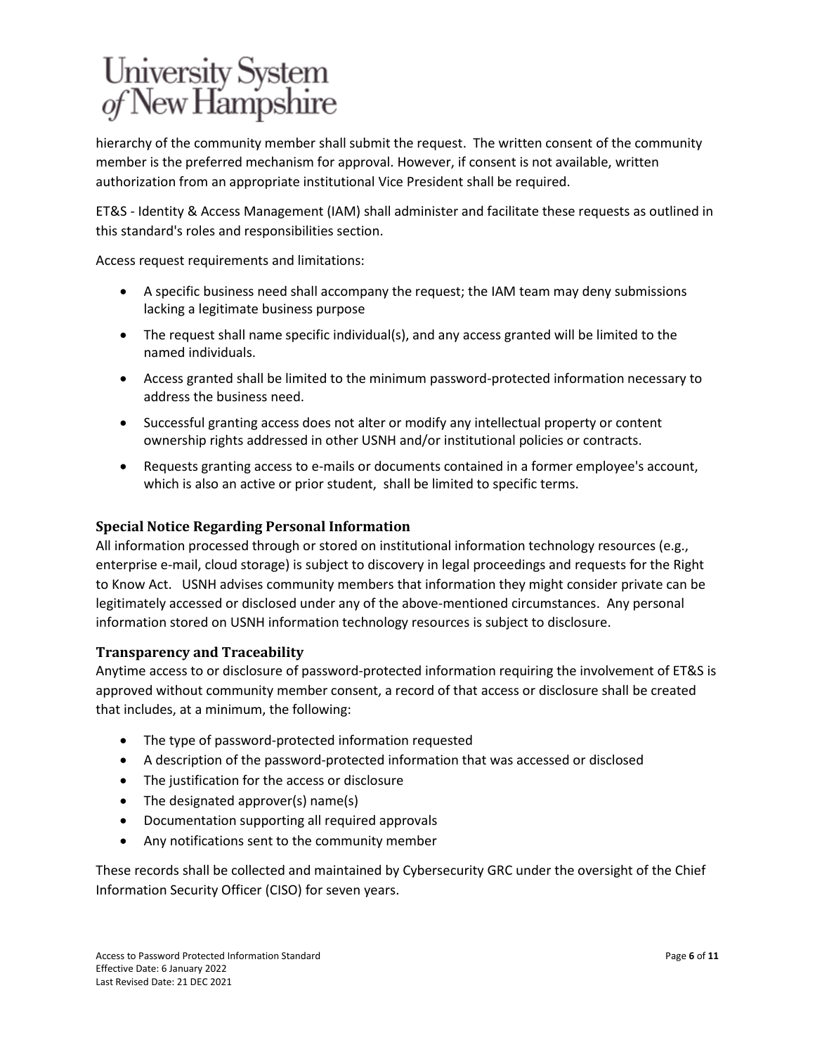hierarchy of the community member shall submit the request. The written consent of the community member is the preferred mechanism for approval. However, if consent is not available, written authorization from an appropriate institutional Vice President shall be required.

ET&S - Identity & Access Management (IAM) shall administer and facilitate these requests as outlined in this standard's roles and responsibilities section.

Access request requirements and limitations:

- A specific business need shall accompany the request; the IAM team may deny submissions lacking a legitimate business purpose
- The request shall name specific individual(s), and any access granted will be limited to the named individuals.
- Access granted shall be limited to the minimum password-protected information necessary to address the business need.
- Successful granting access does not alter or modify any intellectual property or content ownership rights addressed in other USNH and/or institutional policies or contracts.
- Requests granting access to e-mails or documents contained in a former employee's account, which is also an active or prior student, shall be limited to specific terms.

### Special Notice Regarding Personal Information

All information processed through or stored on institutional information technology resources (e.g., enterprise e-mail, cloud storage) is subject to discovery in legal proceedings and requests for the Right to Know Act. USNH advises community members that information they might consider private can be legitimately accessed or disclosed under any of the above-mentioned circumstances. Any personal information stored on USNH information technology resources is subject to disclosure.

### Transparency and Traceability

Anytime access to or disclosure of password-protected information requiring the involvement of ET&S is approved without community member consent, a record of that access or disclosure shall be created that includes, at a minimum, the following:

- The type of password-protected information requested
- A description of the password-protected information that was accessed or disclosed
- The justification for the access or disclosure
- The designated approver(s) name(s)
- Documentation supporting all required approvals
- Any notifications sent to the community member

These records shall be collected and maintained by Cybersecurity GRC under the oversight of the Chief Information Security Officer (CISO) for seven years.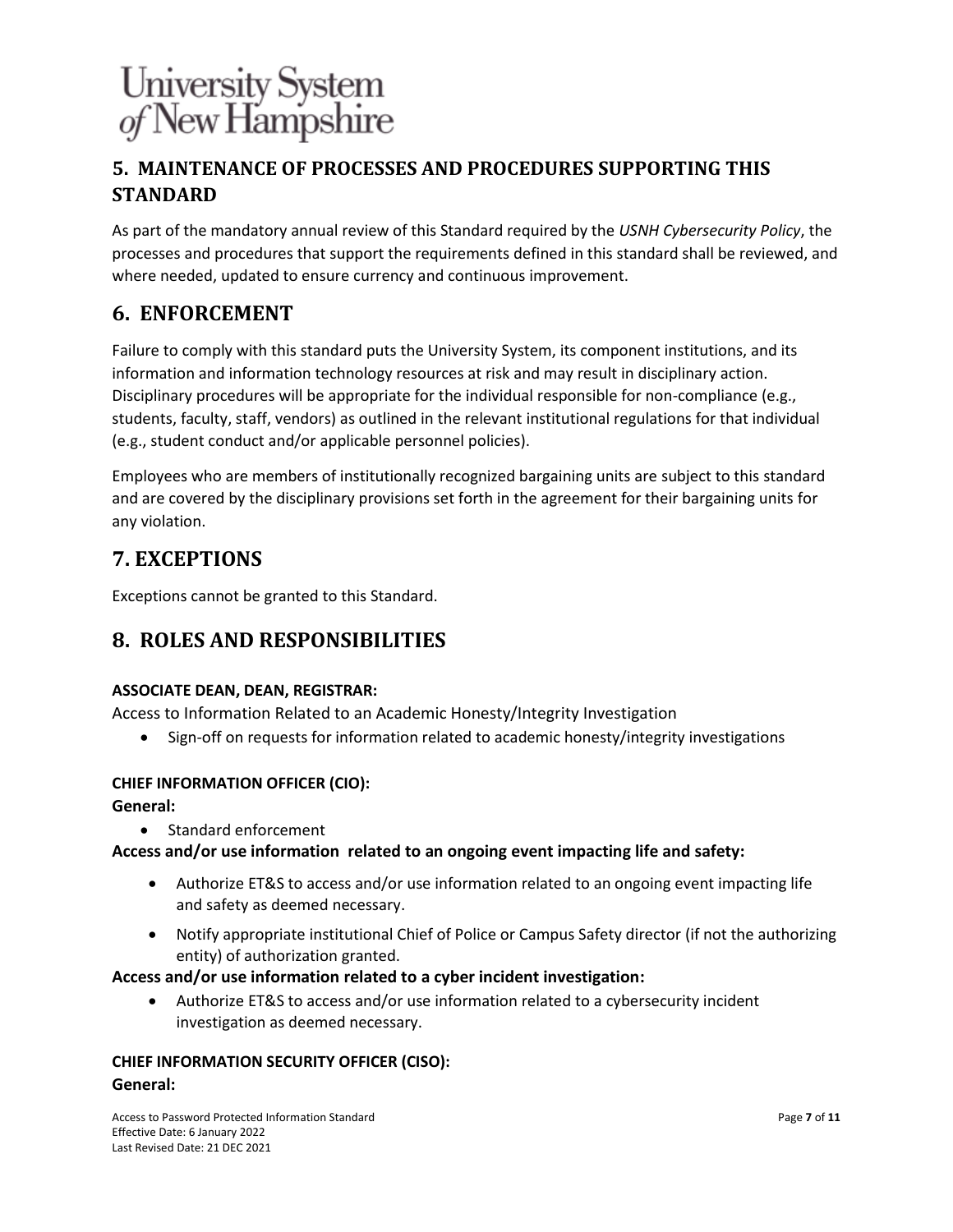## 5. MAINTENANCE OF PROCESSES AND PROCEDURES SUPPORTING THIS STANDARD

As part of the mandatory annual review of this Standard required by the *USNH Cybersecurity Policy*, the processes and procedures that support the requirements defined in this standard shall be reviewed, and where needed, updated to ensure currency and continuous improvement.

## 6. ENFORCEMENT

Failure to comply with this standard puts the University System, its component institutions, and its information and information technology resources at risk and may result in disciplinary action. Disciplinary procedures will be appropriate for the individual responsible for non-compliance (e.g., students, faculty, staff, vendors) as outlined in the relevant institutional regulations for that individual (e.g., student conduct and/or applicable personnel policies).

Employees who are members of institutionally recognized bargaining units are subject to this standard and are covered by the disciplinary provisions set forth in the agreement for their bargaining units for any violation.

## 7. EXCEPTIONS

Exceptions cannot be granted to this Standard.

## 8. ROLES AND RESPONSIBILITIES

**ASSOCIATE DEAN, DEAN, REGISTRAR:**

Access to Information Related to an Academic Honesty/Integrity Investigation

- Sign-off on requests for information related to academic honesty/integrity investigations

**CHIEF INFORMATION OFFICER (CIO):**

**General:**

- Standard enforcement

**Access and/or use information related to an ongoing event impacting life and safety:**

- Authorize ET&S to access and/or use information related to an ongoing event impacting life and safety as deemed necessary.
- Notify appropriate institutional Chief of Police or Campus Safety director (if not the authorizing entity) of authorization granted.

**Access and/or use information related to a cyber incident investigation:**

- Authorize ET&S to access and/or use information related to a cybersecurity incident investigation as deemed necessary.

**CHIEF INFORMATION SECURITY OFFICER (CISO):**

**General:**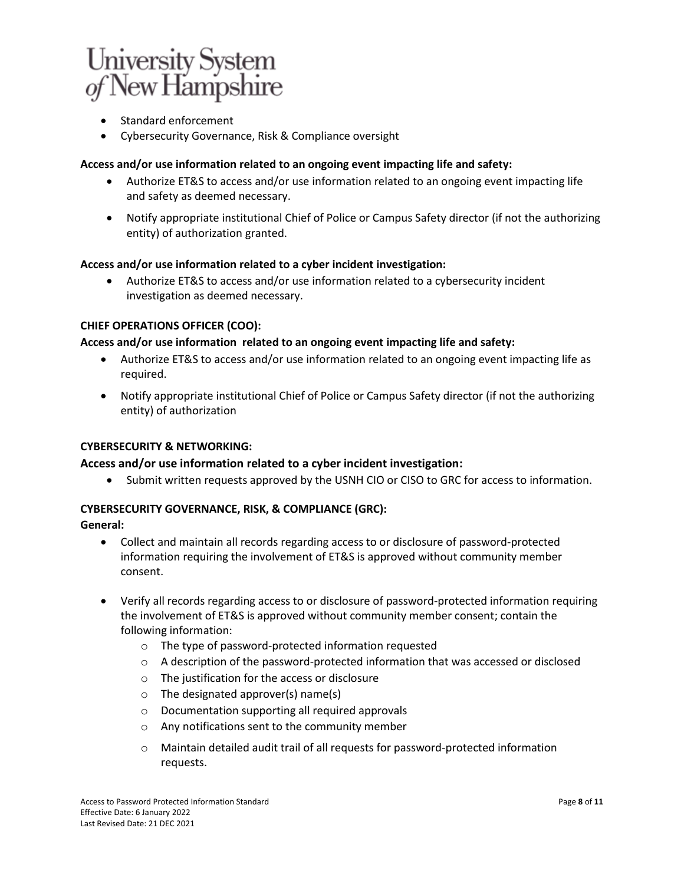- Standard enforcement
- Cybersecurity Governance, Risk & Compliance oversight

**Access and/or use information related to an ongoing event impacting life and safety:**

- Authorize ET&S to access and/or use information related to an ongoing event impacting life and safety as deemed necessary.
- Notify appropriate institutional Chief of Police or Campus Safety director (if not the authorizing entity) of authorization granted.

**Access and/or use information related to a cyber incident investigation:**

- Authorize ET&S to access and/or use information related to a cybersecurity incident investigation as deemed necessary.

**CHIEF OPERATIONS OFFICER (COO):**

**Access and/or use information related to an ongoing event impacting life and safety:**

- Authorize ET&S to access and/or use information related to an ongoing event impacting life as required.
- Notify appropriate institutional Chief of Police or Campus Safety director (if not the authorizing entity) of authorization

**CYBERSECURITY & NETWORKING:**

**Access and/or use information related to a cyber incident investigation:**

- Submit written requests approved by the USNH CIO or CISO to GRC for access to information.

**CYBERSECURITY GOVERNANCE, RISK, & COMPLIANCE (GRC):**

**General:**

- Collect and maintain all records regarding access to or disclosure of password-protected information requiring the involvement of ET&S is approved without community member consent.
- Verify all records regarding access to or disclosure of password-protected information requiring the involvement of ET&S is approved without community member consent; contain the following information:
  - The type of password-protected information requested
  - A description of the password-protected information that was accessed or disclosed
  - The justification for the access or disclosure
  - The designated approver(s) name(s)
  - Documentation supporting all required approvals
  - Any notifications sent to the community member
  - Maintain detailed audit trail of all requests for password-protected information requests.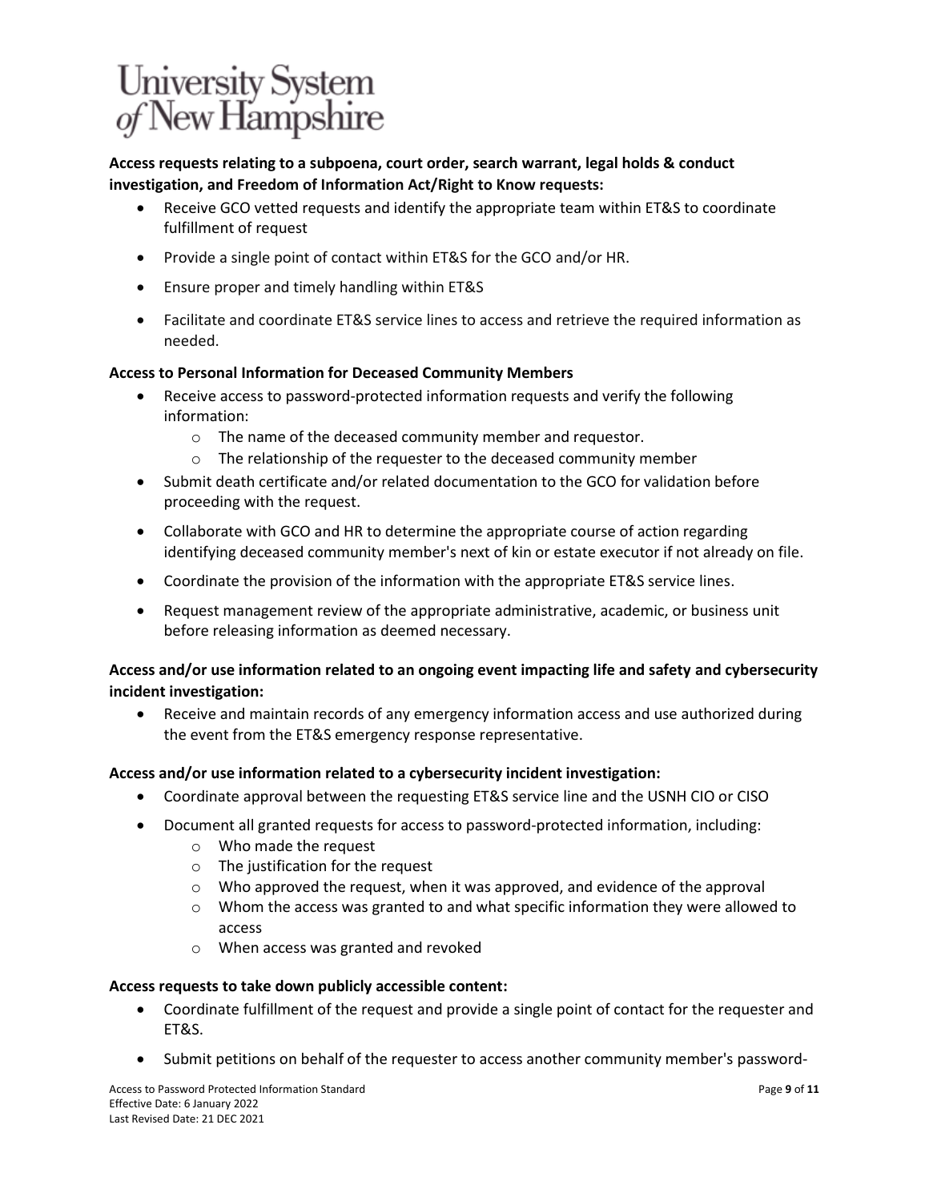**Access requests relating to a subpoena, court order, search warrant, legal holds & conduct investigation, and Freedom of Information Act/Right to Know requests:**

- Receive GCO vetted requests and identify the appropriate team within ET&S to coordinate fulfillment of request
- Provide a single point of contact within ET&S for the GCO and/or HR.
- Ensure proper and timely handling within ET&S
- Facilitate and coordinate ET&S service lines to access and retrieve the required information as needed.

**Access to Personal Information for Deceased Community Members**

- Receive access to password-protected information requests and verify the following information:
  - The name of the deceased community member and requestor.
  - The relationship of the requester to the deceased community member
- Submit death certificate and/or related documentation to the GCO for validation before proceeding with the request.
- Collaborate with GCO and HR to determine the appropriate course of action regarding identifying deceased community member's next of kin or estate executor if not already on file.
- Coordinate the provision of the information with the appropriate ET&S service lines.
- Request management review of the appropriate administrative, academic, or business unit before releasing information as deemed necessary.

**Access and/or use information related to an ongoing event impacting life and safety and cybersecurity incident investigation:**

- Receive and maintain records of any emergency information access and use authorized during the event from the ET&S emergency response representative.

**Access and/or use information related to a cybersecurity incident investigation:**

- Coordinate approval between the requesting ET&S service line and the USNH CIO or CISO
- Document all granted requests for access to password-protected information, including:
  - Who made the request
  - The justification for the request
  - Who approved the request, when it was approved, and evidence of the approval
  - Whom the access was granted to and what specific information they were allowed to access
  - When access was granted and revoked

**Access requests to take down publicly accessible content:**

- Coordinate fulfillment of the request and provide a single point of contact for the requester and ET&S.
- Submit petitions on behalf of the requester to access another community member's password-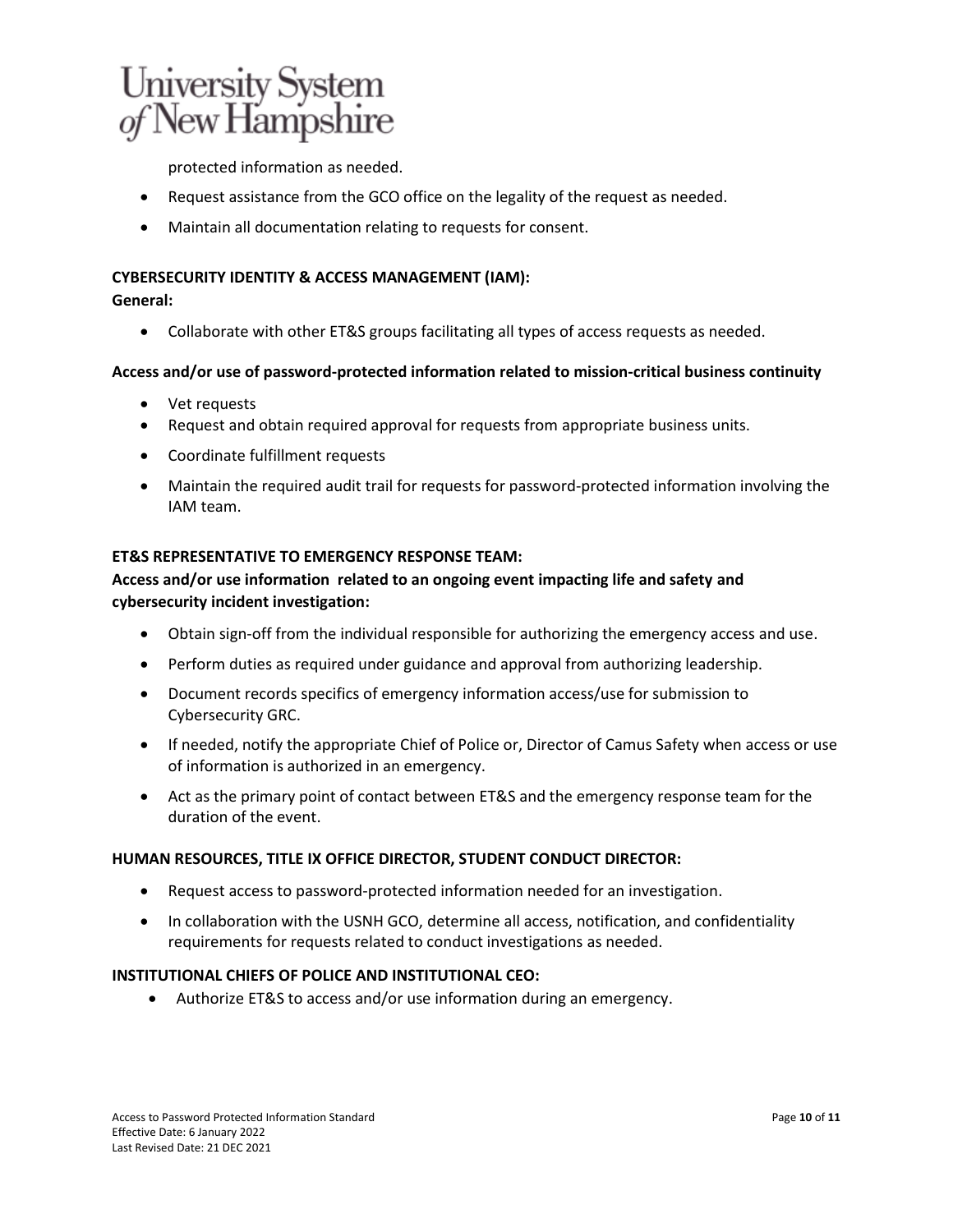protected information as needed.

- Request assistance from the GCO office on the legality of the request as needed.
- Maintain all documentation relating to requests for consent.

**CYBERSECURITY IDENTITY & ACCESS MANAGEMENT (IAM):**

**General:**

- Collaborate with other ET&S groups facilitating all types of access requests as needed.

**Access and/or use of password-protected information related to mission-critical business continuity**

- Vet requests
- Request and obtain required approval for requests from appropriate business units.
- Coordinate fulfillment requests
- Maintain the required audit trail for requests for password-protected information involving the IAM team.

**ET&S REPRESENTATIVE TO EMERGENCY RESPONSE TEAM:**

**Access and/or use information related to an ongoing event impacting life and safety and cybersecurity incident investigation:**

- Obtain sign-off from the individual responsible for authorizing the emergency access and use.
- Perform duties as required under guidance and approval from authorizing leadership.
- Document records specifics of emergency information access/use for submission to Cybersecurity GRC.
- If needed, notify the appropriate Chief of Police or, Director of Camus Safety when access or use of information is authorized in an emergency.
- Act as the primary point of contact between ET&S and the emergency response team for the duration of the event.

**HUMAN RESOURCES, TITLE IX OFFICE DIRECTOR, STUDENT CONDUCT DIRECTOR:**

- Request access to password-protected information needed for an investigation.
- In collaboration with the USNH GCO, determine all access, notification, and confidentiality requirements for requests related to conduct investigations as needed.

**INSTITUTIONAL CHIEFS OF POLICE AND INSTITUTIONAL CEO:**

- Authorize ET&S to access and/or use information during an emergency.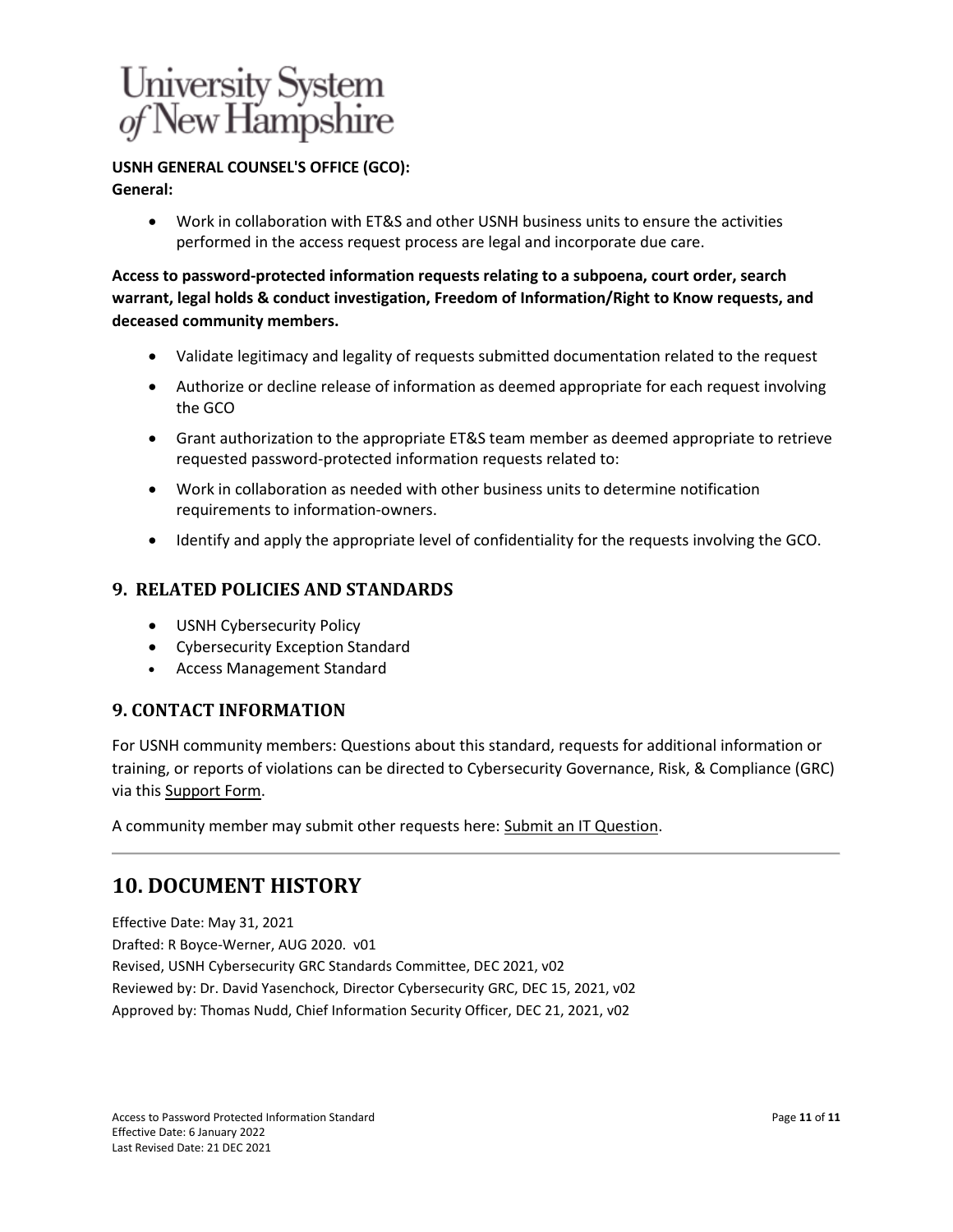**USNH GENERAL COUNSEL'S OFFICE (GCO):**

**General:**

- Work in collaboration with ET&S and other USNH business units to ensure the activities performed in the access request process are legal and incorporate due care.

**Access to password-protected information requests relating to a subpoena, court order, search warrant, legal holds & conduct investigation, Freedom of Information/Right to Know requests, and deceased community members.**

- Validate legitimacy and legality of requests submitted documentation related to the request
- Authorize or decline release of information as deemed appropriate for each request involving the GCO
- Grant authorization to the appropriate ET&S team member as deemed appropriate to retrieve requested password-protected information requests related to:
- Work in collaboration as needed with other business units to determine notification requirements to information-owners.
- Identify and apply the appropriate level of confidentiality for the requests involving the GCO.

## 9. RELATED POLICIES AND STANDARDS

- USNH Cybersecurity Policy
- Cybersecurity Exception Standard
- Access Management Standard

## 9. CONTACT INFORMATION

For USNH community members: Questions about this standard, requests for additional information or training, or reports of violations can be directed to Cybersecurity Governance, Risk, & Compliance (GRC) via this Support Form.

A community member may submit other requests here: Submit an IT Question.

---

# 10. DOCUMENT HISTORY

Effective Date: May 31, 2021
Drafted: R Boyce-Werner, AUG 2020. v01
Revised, USNH Cybersecurity GRC Standards Committee, DEC 2021, v02
Reviewed by: Dr. David Yasenchock, Director Cybersecurity GRC, DEC 15, 2021, v02
Approved by: Thomas Nudd, Chief Information Security Officer, DEC 21, 2021, v02